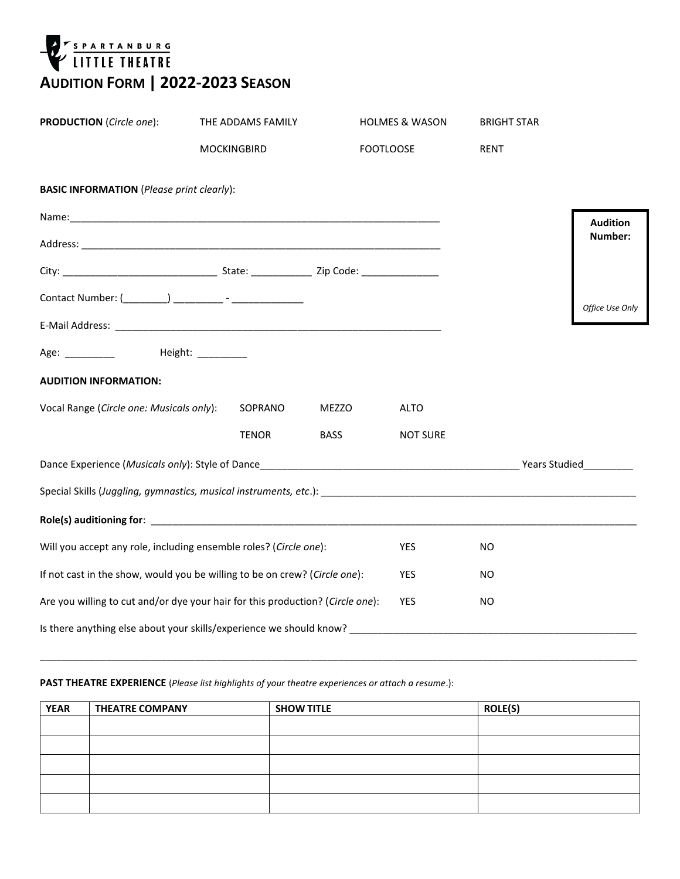SPARTANBURG LITTLE THEATRE

# AUDITION FORM | 2022-2023 SEASON

**PRODUCTION** (*Circle one*): THE ADDAMS FAMILY HOLMES & WASON BRIGHT STAR MOCKINGBIRD FOOTLOOSE RENT

**BASIC INFORMATION** (*Please print clearly*):

Name:______________________________________________________________________

Address: ____________________________________________________________________

City: ____________________________ State: ___________ Zip Code: ______________

Contact Number: (________) _________ - _____________

E-Mail Address: _____________________________________________________________

Age: _________ Height: _________

**Audition Number:**

*Office Use Only*

**AUDITION INFORMATION:**

Vocal Range (*Circle one: Musicals only*): SOPRANO MEZZO ALTO TENOR BASS NOT SURE

Dance Experience (*Musicals only*): Style of Dance________________________________________________ Years Studied_________

Special Skills (*Juggling, gymnastics, musical instruments, etc*.): __________________________________________________________

**Role(s) auditioning for**: ___________________________________________________________________________________________

Will you accept any role, including ensemble roles? (*Circle one*): YES NO

If not cast in the show, would you be willing to be on crew? (*Circle one*): YES NO

Are you willing to cut and/or dye your hair for this production? (*Circle one*): YES NO

Is there anything else about your skills/experience we should know? _____________________________________________________

______________________________________________________________________________________________________________

**PAST THEATRE EXPERIENCE** (*Please list highlights of your theatre experiences or attach a resume*.):

| YEAR | THEATRE COMPANY | SHOW TITLE | ROLE(S) |
|---|---|---|---|
| | | | |
| | | | |
| | | | |
| | | | |
| | | | |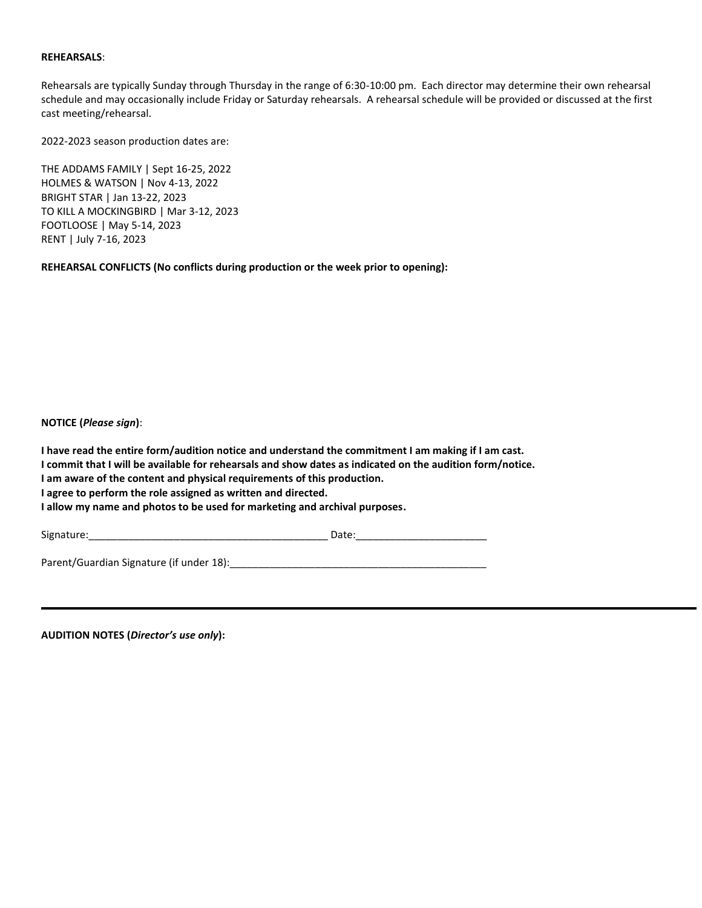**REHEARSALS**:

Rehearsals are typically Sunday through Thursday in the range of 6:30-10:00 pm. Each director may determine their own rehearsal schedule and may occasionally include Friday or Saturday rehearsals. A rehearsal schedule will be provided or discussed at the first cast meeting/rehearsal.

2022-2023 season production dates are:

THE ADDAMS FAMILY | Sept 16-25, 2022
HOLMES & WATSON | Nov 4-13, 2022
BRIGHT STAR | Jan 13-22, 2023
TO KILL A MOCKINGBIRD | Mar 3-12, 2023
FOOTLOOSE | May 5-14, 2023
RENT | July 7-16, 2023

**REHEARSAL CONFLICTS (No conflicts during production or the week prior to opening):**

**NOTICE (*Please sign*)**:

**I have read the entire form/audition notice and understand the commitment I am making if I am cast.**
**I commit that I will be available for rehearsals and show dates as indicated on the audition form/notice.**
**I am aware of the content and physical requirements of this production.**
**I agree to perform the role assigned as written and directed.**
**I allow my name and photos to be used for marketing and archival purposes.**

Signature:\_\_\_\_\_\_\_\_\_\_\_\_\_\_\_\_\_\_\_\_\_\_\_\_\_\_\_\_\_\_\_\_\_\_\_\_\_\_\_\_\_\_ Date:\_\_\_\_\_\_\_\_\_\_\_\_\_\_\_\_\_\_\_\_\_\_\_

Parent/Guardian Signature (if under 18):\_\_\_\_\_\_\_\_\_\_\_\_\_\_\_\_\_\_\_\_\_\_\_\_\_\_\_\_\_\_\_\_\_\_\_\_\_\_\_\_\_\_\_\_\_\_

---

**AUDITION NOTES (*Director's use only*):**